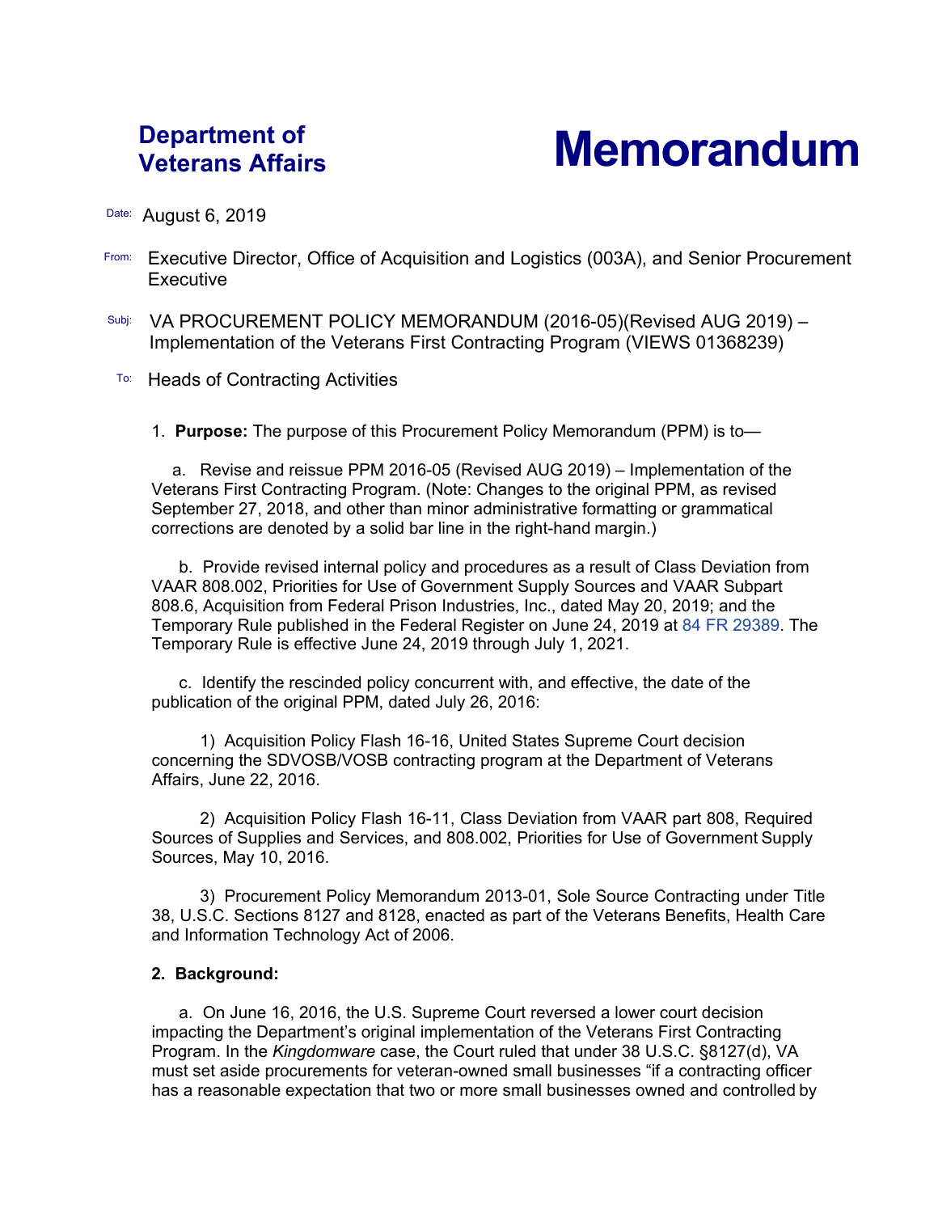# Department of Veterans Affairs

# Memorandum

Date: August 6, 2019

From: Executive Director, Office of Acquisition and Logistics (003A), and Senior Procurement Executive

Subj: VA PROCUREMENT POLICY MEMORANDUM (2016-05)(Revised AUG 2019) – Implementation of the Veterans First Contracting Program (VIEWS 01368239)

To: Heads of Contracting Activities

1. **Purpose:** The purpose of this Procurement Policy Memorandum (PPM) is to—

a. Revise and reissue PPM 2016-05 (Revised AUG 2019) – Implementation of the Veterans First Contracting Program. (Note: Changes to the original PPM, as revised September 27, 2018, and other than minor administrative formatting or grammatical corrections are denoted by a solid bar line in the right-hand margin.)

b. Provide revised internal policy and procedures as a result of Class Deviation from VAAR 808.002, Priorities for Use of Government Supply Sources and VAAR Subpart 808.6, Acquisition from Federal Prison Industries, Inc., dated May 20, 2019; and the Temporary Rule published in the Federal Register on June 24, 2019 at 84 FR 29389. The Temporary Rule is effective June 24, 2019 through July 1, 2021.

c. Identify the rescinded policy concurrent with, and effective, the date of the publication of the original PPM, dated July 26, 2016:

1) Acquisition Policy Flash 16-16, United States Supreme Court decision concerning the SDVOSB/VOSB contracting program at the Department of Veterans Affairs, June 22, 2016.

2) Acquisition Policy Flash 16-11, Class Deviation from VAAR part 808, Required Sources of Supplies and Services, and 808.002, Priorities for Use of Government Supply Sources, May 10, 2016.

3) Procurement Policy Memorandum 2013-01, Sole Source Contracting under Title 38, U.S.C. Sections 8127 and 8128, enacted as part of the Veterans Benefits, Health Care and Information Technology Act of 2006.

**2. Background:**

a. On June 16, 2016, the U.S. Supreme Court reversed a lower court decision impacting the Department's original implementation of the Veterans First Contracting Program. In the *Kingdomware* case, the Court ruled that under 38 U.S.C. §8127(d), VA must set aside procurements for veteran-owned small businesses "if a contracting officer has a reasonable expectation that two or more small businesses owned and controlled by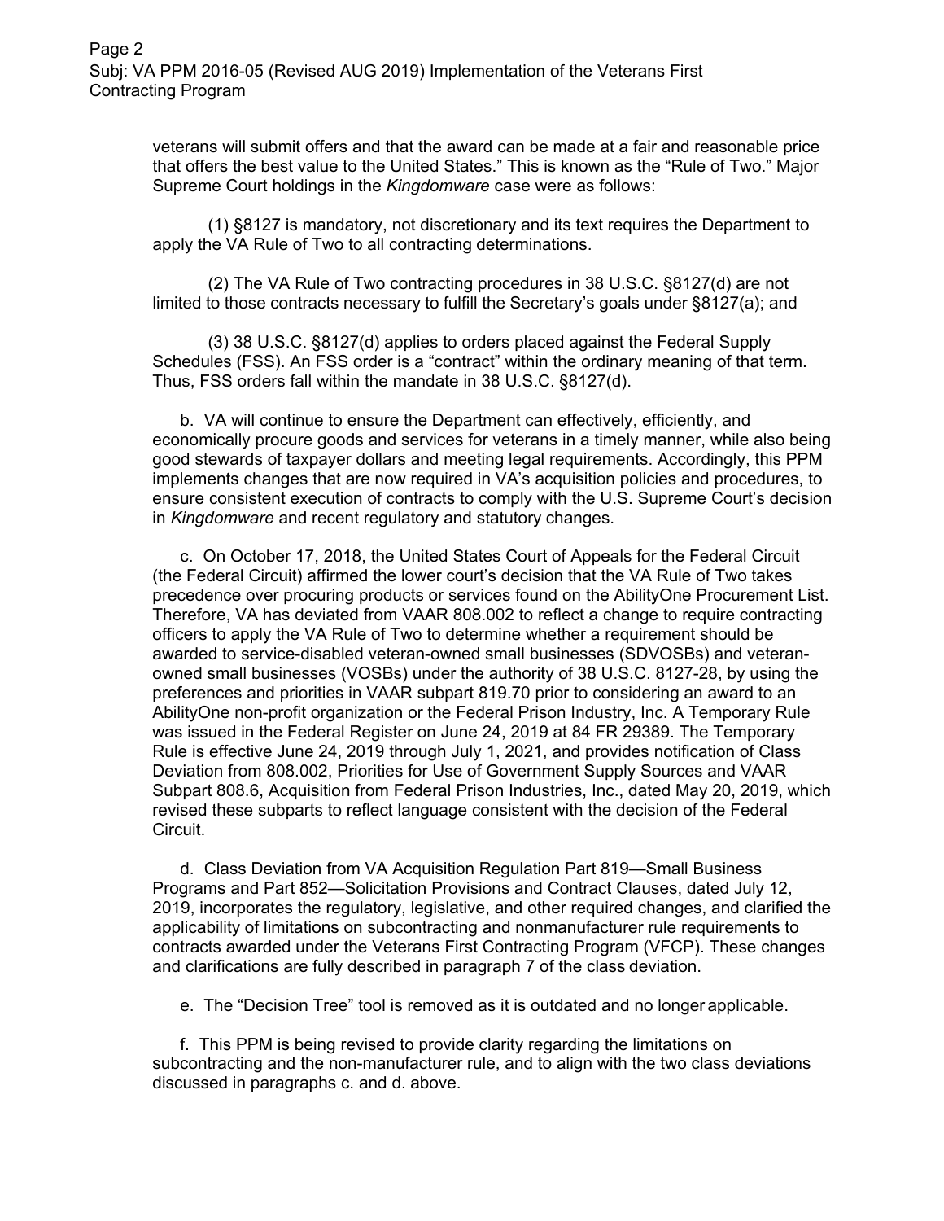veterans will submit offers and that the award can be made at a fair and reasonable price that offers the best value to the United States." This is known as the "Rule of Two." Major Supreme Court holdings in the *Kingdomware* case were as follows:

(1) §8127 is mandatory, not discretionary and its text requires the Department to apply the VA Rule of Two to all contracting determinations.

(2) The VA Rule of Two contracting procedures in 38 U.S.C. §8127(d) are not limited to those contracts necessary to fulfill the Secretary's goals under §8127(a); and

(3) 38 U.S.C. §8127(d) applies to orders placed against the Federal Supply Schedules (FSS). An FSS order is a "contract" within the ordinary meaning of that term. Thus, FSS orders fall within the mandate in 38 U.S.C. §8127(d).

b. VA will continue to ensure the Department can effectively, efficiently, and economically procure goods and services for veterans in a timely manner, while also being good stewards of taxpayer dollars and meeting legal requirements. Accordingly, this PPM implements changes that are now required in VA's acquisition policies and procedures, to ensure consistent execution of contracts to comply with the U.S. Supreme Court's decision in *Kingdomware* and recent regulatory and statutory changes.

c. On October 17, 2018, the United States Court of Appeals for the Federal Circuit (the Federal Circuit) affirmed the lower court's decision that the VA Rule of Two takes precedence over procuring products or services found on the AbilityOne Procurement List. Therefore, VA has deviated from VAAR 808.002 to reflect a change to require contracting officers to apply the VA Rule of Two to determine whether a requirement should be awarded to service-disabled veteran-owned small businesses (SDVOSBs) and veteran-owned small businesses (VOSBs) under the authority of 38 U.S.C. 8127-28, by using the preferences and priorities in VAAR subpart 819.70 prior to considering an award to an AbilityOne non-profit organization or the Federal Prison Industry, Inc. A Temporary Rule was issued in the Federal Register on June 24, 2019 at 84 FR 29389. The Temporary Rule is effective June 24, 2019 through July 1, 2021, and provides notification of Class Deviation from 808.002, Priorities for Use of Government Supply Sources and VAAR Subpart 808.6, Acquisition from Federal Prison Industries, Inc., dated May 20, 2019, which revised these subparts to reflect language consistent with the decision of the Federal Circuit.

d. Class Deviation from VA Acquisition Regulation Part 819—Small Business Programs and Part 852—Solicitation Provisions and Contract Clauses, dated July 12, 2019, incorporates the regulatory, legislative, and other required changes, and clarified the applicability of limitations on subcontracting and nonmanufacturer rule requirements to contracts awarded under the Veterans First Contracting Program (VFCP). These changes and clarifications are fully described in paragraph 7 of the class deviation.

e. The "Decision Tree" tool is removed as it is outdated and no longer applicable.

f. This PPM is being revised to provide clarity regarding the limitations on subcontracting and the non-manufacturer rule, and to align with the two class deviations discussed in paragraphs c. and d. above.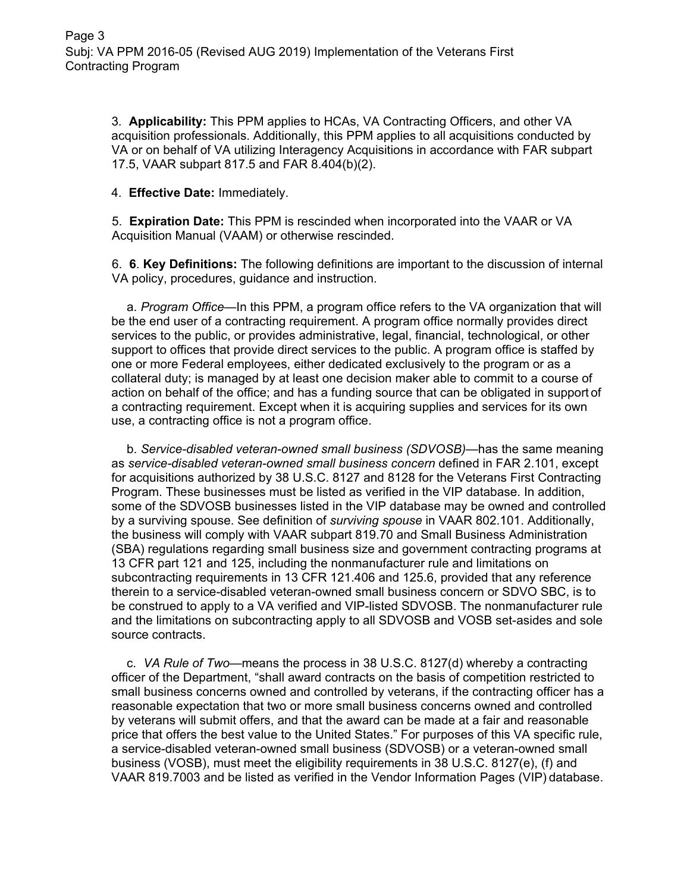3. **Applicability:** This PPM applies to HCAs, VA Contracting Officers, and other VA acquisition professionals. Additionally, this PPM applies to all acquisitions conducted by VA or on behalf of VA utilizing Interagency Acquisitions in accordance with FAR subpart 17.5, VAAR subpart 817.5 and FAR 8.404(b)(2).

4. **Effective Date:** Immediately.

5. **Expiration Date:** This PPM is rescinded when incorporated into the VAAR or VA Acquisition Manual (VAAM) or otherwise rescinded.

6. **6**. **Key Definitions:** The following definitions are important to the discussion of internal VA policy, procedures, guidance and instruction.

a. *Program Office*—In this PPM, a program office refers to the VA organization that will be the end user of a contracting requirement. A program office normally provides direct services to the public, or provides administrative, legal, financial, technological, or other support to offices that provide direct services to the public. A program office is staffed by one or more Federal employees, either dedicated exclusively to the program or as a collateral duty; is managed by at least one decision maker able to commit to a course of action on behalf of the office; and has a funding source that can be obligated in support of a contracting requirement. Except when it is acquiring supplies and services for its own use, a contracting office is not a program office.

b. *Service-disabled veteran-owned small business (SDVOSB)*—has the same meaning as *service-disabled veteran-owned small business concern* defined in FAR 2.101, except for acquisitions authorized by 38 U.S.C. 8127 and 8128 for the Veterans First Contracting Program. These businesses must be listed as verified in the VIP database. In addition, some of the SDVOSB businesses listed in the VIP database may be owned and controlled by a surviving spouse. See definition of *surviving spouse* in VAAR 802.101. Additionally, the business will comply with VAAR subpart 819.70 and Small Business Administration (SBA) regulations regarding small business size and government contracting programs at 13 CFR part 121 and 125, including the nonmanufacturer rule and limitations on subcontracting requirements in 13 CFR 121.406 and 125.6, provided that any reference therein to a service-disabled veteran-owned small business concern or SDVO SBC, is to be construed to apply to a VA verified and VIP-listed SDVOSB. The nonmanufacturer rule and the limitations on subcontracting apply to all SDVOSB and VOSB set-asides and sole source contracts.

c. *VA Rule of Two*—means the process in 38 U.S.C. 8127(d) whereby a contracting officer of the Department, "shall award contracts on the basis of competition restricted to small business concerns owned and controlled by veterans, if the contracting officer has a reasonable expectation that two or more small business concerns owned and controlled by veterans will submit offers, and that the award can be made at a fair and reasonable price that offers the best value to the United States." For purposes of this VA specific rule, a service-disabled veteran-owned small business (SDVOSB) or a veteran-owned small business (VOSB), must meet the eligibility requirements in 38 U.S.C. 8127(e), (f) and VAAR 819.7003 and be listed as verified in the Vendor Information Pages (VIP) database.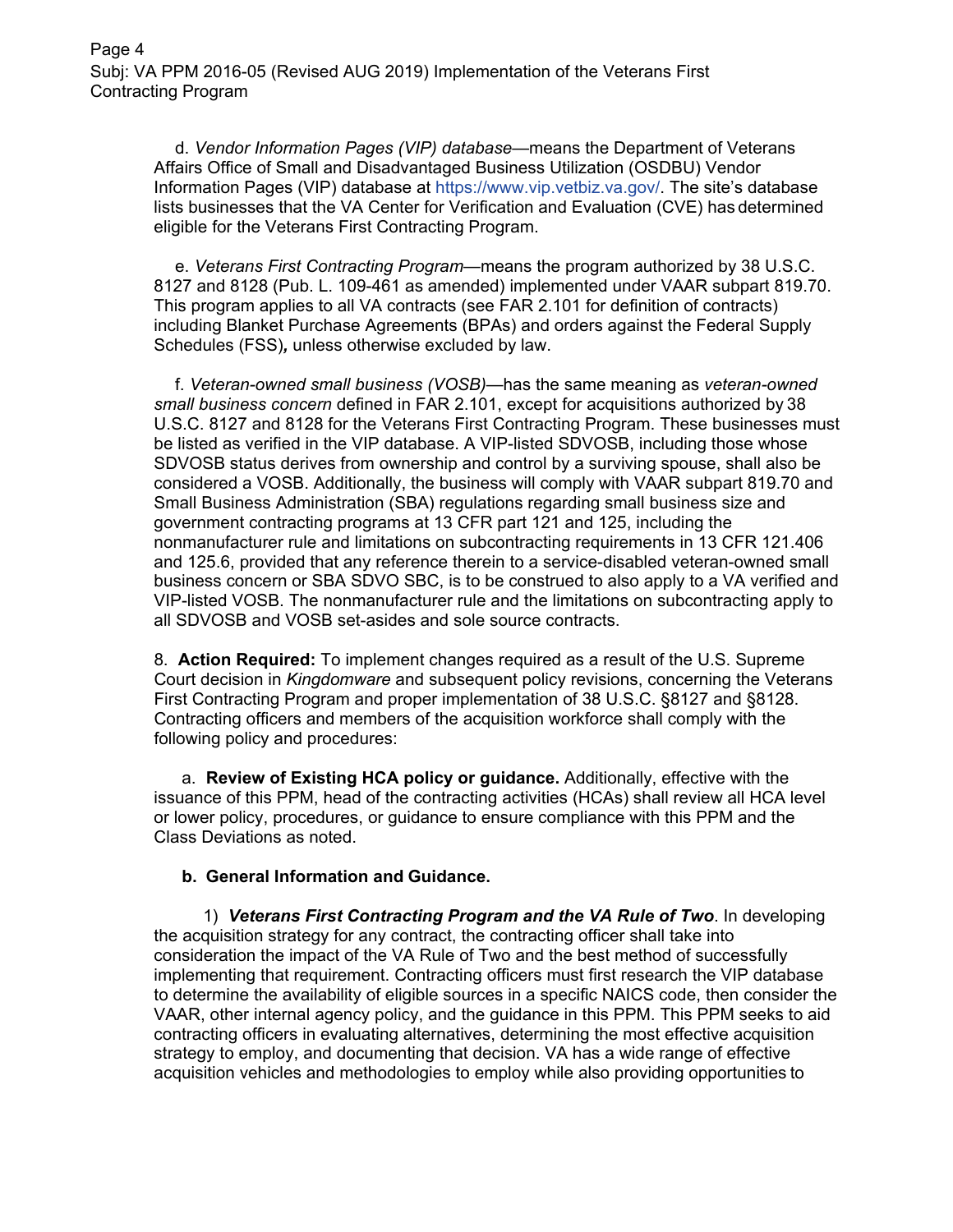d. *Vendor Information Pages (VIP) database*—means the Department of Veterans Affairs Office of Small and Disadvantaged Business Utilization (OSDBU) Vendor Information Pages (VIP) database at https://www.vip.vetbiz.va.gov/. The site's database lists businesses that the VA Center for Verification and Evaluation (CVE) has determined eligible for the Veterans First Contracting Program.

e. *Veterans First Contracting Program*—means the program authorized by 38 U.S.C. 8127 and 8128 (Pub. L. 109-461 as amended) implemented under VAAR subpart 819.70. This program applies to all VA contracts (see FAR 2.101 for definition of contracts) including Blanket Purchase Agreements (BPAs) and orders against the Federal Supply Schedules (FSS)***,*** unless otherwise excluded by law.

f. *Veteran-owned small business (VOSB)*—has the same meaning as *veteran-owned small business concern* defined in FAR 2.101, except for acquisitions authorized by 38 U.S.C. 8127 and 8128 for the Veterans First Contracting Program. These businesses must be listed as verified in the VIP database. A VIP-listed SDVOSB, including those whose SDVOSB status derives from ownership and control by a surviving spouse, shall also be considered a VOSB. Additionally, the business will comply with VAAR subpart 819.70 and Small Business Administration (SBA) regulations regarding small business size and government contracting programs at 13 CFR part 121 and 125, including the nonmanufacturer rule and limitations on subcontracting requirements in 13 CFR 121.406 and 125.6, provided that any reference therein to a service-disabled veteran-owned small business concern or SBA SDVO SBC, is to be construed to also apply to a VA verified and VIP-listed VOSB. The nonmanufacturer rule and the limitations on subcontracting apply to all SDVOSB and VOSB set-asides and sole source contracts.

8. **Action Required:** To implement changes required as a result of the U.S. Supreme Court decision in *Kingdomware* and subsequent policy revisions, concerning the Veterans First Contracting Program and proper implementation of 38 U.S.C. §8127 and §8128. Contracting officers and members of the acquisition workforce shall comply with the following policy and procedures:

a. **Review of Existing HCA policy or guidance.** Additionally, effective with the issuance of this PPM, head of the contracting activities (HCAs) shall review all HCA level or lower policy, procedures, or guidance to ensure compliance with this PPM and the Class Deviations as noted.

**b. General Information and Guidance.**

1) ***Veterans First Contracting Program and the VA Rule of Two***. In developing the acquisition strategy for any contract, the contracting officer shall take into consideration the impact of the VA Rule of Two and the best method of successfully implementing that requirement. Contracting officers must first research the VIP database to determine the availability of eligible sources in a specific NAICS code, then consider the VAAR, other internal agency policy, and the guidance in this PPM. This PPM seeks to aid contracting officers in evaluating alternatives, determining the most effective acquisition strategy to employ, and documenting that decision. VA has a wide range of effective acquisition vehicles and methodologies to employ while also providing opportunities to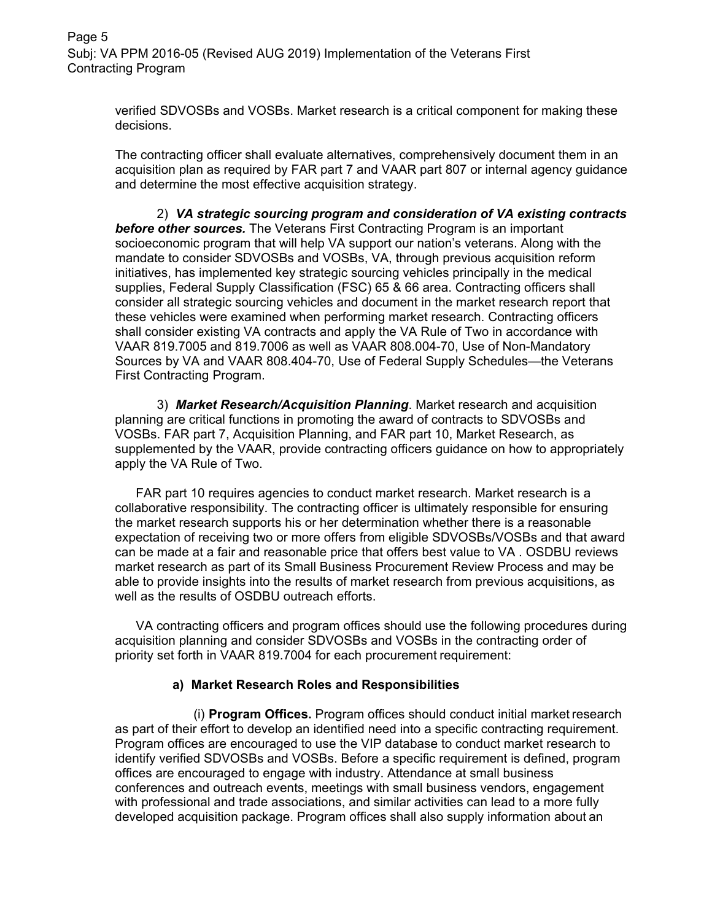verified SDVOSBs and VOSBs. Market research is a critical component for making these decisions.

The contracting officer shall evaluate alternatives, comprehensively document them in an acquisition plan as required by FAR part 7 and VAAR part 807 or internal agency guidance and determine the most effective acquisition strategy.

2) ***VA strategic sourcing program and consideration of VA existing contracts before other sources.*** The Veterans First Contracting Program is an important socioeconomic program that will help VA support our nation's veterans. Along with the mandate to consider SDVOSBs and VOSBs, VA, through previous acquisition reform initiatives, has implemented key strategic sourcing vehicles principally in the medical supplies, Federal Supply Classification (FSC) 65 & 66 area. Contracting officers shall consider all strategic sourcing vehicles and document in the market research report that these vehicles were examined when performing market research. Contracting officers shall consider existing VA contracts and apply the VA Rule of Two in accordance with VAAR 819.7005 and 819.7006 as well as VAAR 808.004-70, Use of Non-Mandatory Sources by VA and VAAR 808.404-70, Use of Federal Supply Schedules—the Veterans First Contracting Program.

3) ***Market Research/Acquisition Planning***. Market research and acquisition planning are critical functions in promoting the award of contracts to SDVOSBs and VOSBs. FAR part 7, Acquisition Planning, and FAR part 10, Market Research, as supplemented by the VAAR, provide contracting officers guidance on how to appropriately apply the VA Rule of Two.

FAR part 10 requires agencies to conduct market research. Market research is a collaborative responsibility. The contracting officer is ultimately responsible for ensuring the market research supports his or her determination whether there is a reasonable expectation of receiving two or more offers from eligible SDVOSBs/VOSBs and that award can be made at a fair and reasonable price that offers best value to VA . OSDBU reviews market research as part of its Small Business Procurement Review Process and may be able to provide insights into the results of market research from previous acquisitions, as well as the results of OSDBU outreach efforts.

VA contracting officers and program offices should use the following procedures during acquisition planning and consider SDVOSBs and VOSBs in the contracting order of priority set forth in VAAR 819.7004 for each procurement requirement:

**a) Market Research Roles and Responsibilities**

(i) **Program Offices.** Program offices should conduct initial market research as part of their effort to develop an identified need into a specific contracting requirement. Program offices are encouraged to use the VIP database to conduct market research to identify verified SDVOSBs and VOSBs. Before a specific requirement is defined, program offices are encouraged to engage with industry. Attendance at small business conferences and outreach events, meetings with small business vendors, engagement with professional and trade associations, and similar activities can lead to a more fully developed acquisition package. Program offices shall also supply information about an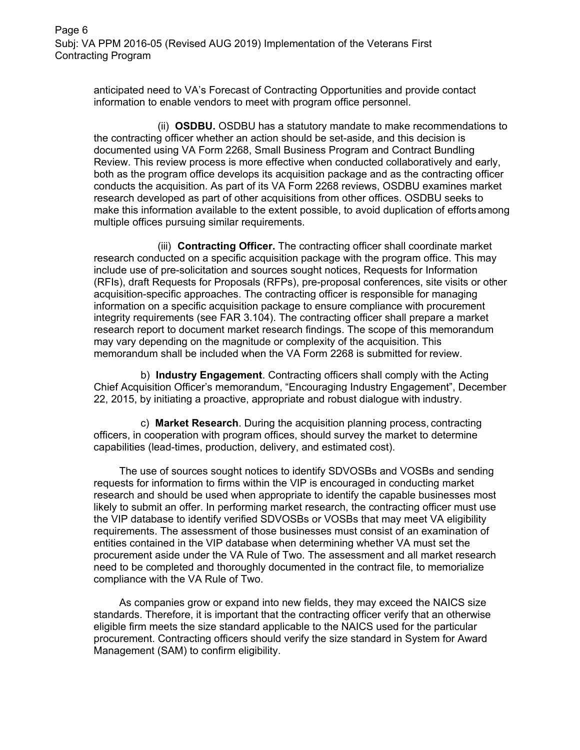anticipated need to VA's Forecast of Contracting Opportunities and provide contact information to enable vendors to meet with program office personnel.

(ii) **OSDBU.** OSDBU has a statutory mandate to make recommendations to the contracting officer whether an action should be set-aside, and this decision is documented using VA Form 2268, Small Business Program and Contract Bundling Review. This review process is more effective when conducted collaboratively and early, both as the program office develops its acquisition package and as the contracting officer conducts the acquisition. As part of its VA Form 2268 reviews, OSDBU examines market research developed as part of other acquisitions from other offices. OSDBU seeks to make this information available to the extent possible, to avoid duplication of efforts among multiple offices pursuing similar requirements.

(iii) **Contracting Officer.** The contracting officer shall coordinate market research conducted on a specific acquisition package with the program office. This may include use of pre-solicitation and sources sought notices, Requests for Information (RFIs), draft Requests for Proposals (RFPs), pre-proposal conferences, site visits or other acquisition-specific approaches. The contracting officer is responsible for managing information on a specific acquisition package to ensure compliance with procurement integrity requirements (see FAR 3.104). The contracting officer shall prepare a market research report to document market research findings. The scope of this memorandum may vary depending on the magnitude or complexity of the acquisition. This memorandum shall be included when the VA Form 2268 is submitted for review.

b) **Industry Engagement**. Contracting officers shall comply with the Acting Chief Acquisition Officer's memorandum, "Encouraging Industry Engagement", December 22, 2015, by initiating a proactive, appropriate and robust dialogue with industry.

c) **Market Research**. During the acquisition planning process, contracting officers, in cooperation with program offices, should survey the market to determine capabilities (lead-times, production, delivery, and estimated cost).

The use of sources sought notices to identify SDVOSBs and VOSBs and sending requests for information to firms within the VIP is encouraged in conducting market research and should be used when appropriate to identify the capable businesses most likely to submit an offer. In performing market research, the contracting officer must use the VIP database to identify verified SDVOSBs or VOSBs that may meet VA eligibility requirements. The assessment of those businesses must consist of an examination of entities contained in the VIP database when determining whether VA must set the procurement aside under the VA Rule of Two. The assessment and all market research need to be completed and thoroughly documented in the contract file, to memorialize compliance with the VA Rule of Two.

As companies grow or expand into new fields, they may exceed the NAICS size standards. Therefore, it is important that the contracting officer verify that an otherwise eligible firm meets the size standard applicable to the NAICS used for the particular procurement. Contracting officers should verify the size standard in System for Award Management (SAM) to confirm eligibility.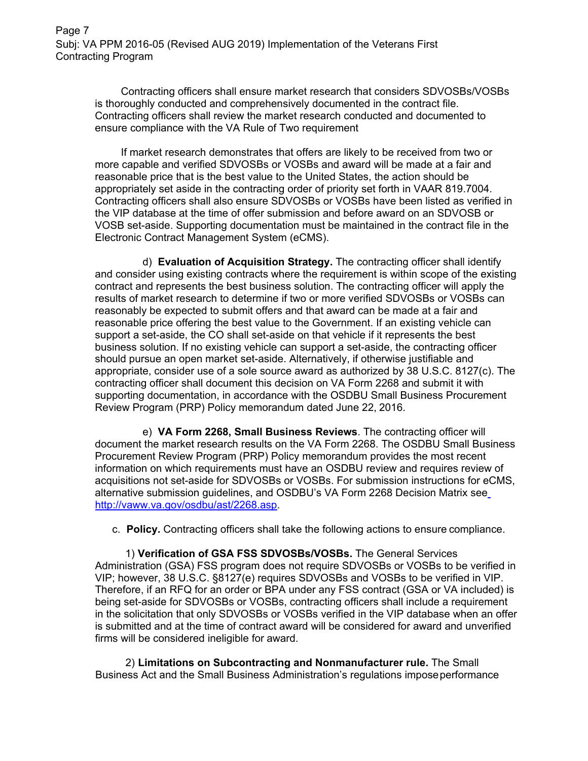Contracting officers shall ensure market research that considers SDVOSBs/VOSBs is thoroughly conducted and comprehensively documented in the contract file. Contracting officers shall review the market research conducted and documented to ensure compliance with the VA Rule of Two requirement

If market research demonstrates that offers are likely to be received from two or more capable and verified SDVOSBs or VOSBs and award will be made at a fair and reasonable price that is the best value to the United States, the action should be appropriately set aside in the contracting order of priority set forth in VAAR 819.7004. Contracting officers shall also ensure SDVOSBs or VOSBs have been listed as verified in the VIP database at the time of offer submission and before award on an SDVOSB or VOSB set-aside. Supporting documentation must be maintained in the contract file in the Electronic Contract Management System (eCMS).

d) **Evaluation of Acquisition Strategy.** The contracting officer shall identify and consider using existing contracts where the requirement is within scope of the existing contract and represents the best business solution. The contracting officer will apply the results of market research to determine if two or more verified SDVOSBs or VOSBs can reasonably be expected to submit offers and that award can be made at a fair and reasonable price offering the best value to the Government. If an existing vehicle can support a set-aside, the CO shall set-aside on that vehicle if it represents the best business solution. If no existing vehicle can support a set-aside, the contracting officer should pursue an open market set-aside. Alternatively, if otherwise justifiable and appropriate, consider use of a sole source award as authorized by 38 U.S.C. 8127(c). The contracting officer shall document this decision on VA Form 2268 and submit it with supporting documentation, in accordance with the OSDBU Small Business Procurement Review Program (PRP) Policy memorandum dated June 22, 2016.

e) **VA Form 2268, Small Business Reviews**. The contracting officer will document the market research results on the VA Form 2268. The OSDBU Small Business Procurement Review Program (PRP) Policy memorandum provides the most recent information on which requirements must have an OSDBU review and requires review of acquisitions not set-aside for SDVOSBs or VOSBs. For submission instructions for eCMS, alternative submission guidelines, and OSDBU's VA Form 2268 Decision Matrix see http://vaww.va.gov/osdbu/ast/2268.asp.

c. **Policy.** Contracting officers shall take the following actions to ensure compliance.

1) **Verification of GSA FSS SDVOSBs/VOSBs.** The General Services Administration (GSA) FSS program does not require SDVOSBs or VOSBs to be verified in VIP; however, 38 U.S.C. §8127(e) requires SDVOSBs and VOSBs to be verified in VIP. Therefore, if an RFQ for an order or BPA under any FSS contract (GSA or VA included) is being set-aside for SDVOSBs or VOSBs, contracting officers shall include a requirement in the solicitation that only SDVOSBs or VOSBs verified in the VIP database when an offer is submitted and at the time of contract award will be considered for award and unverified firms will be considered ineligible for award.

2) **Limitations on Subcontracting and Nonmanufacturer rule.** The Small Business Act and the Small Business Administration's regulations impose performance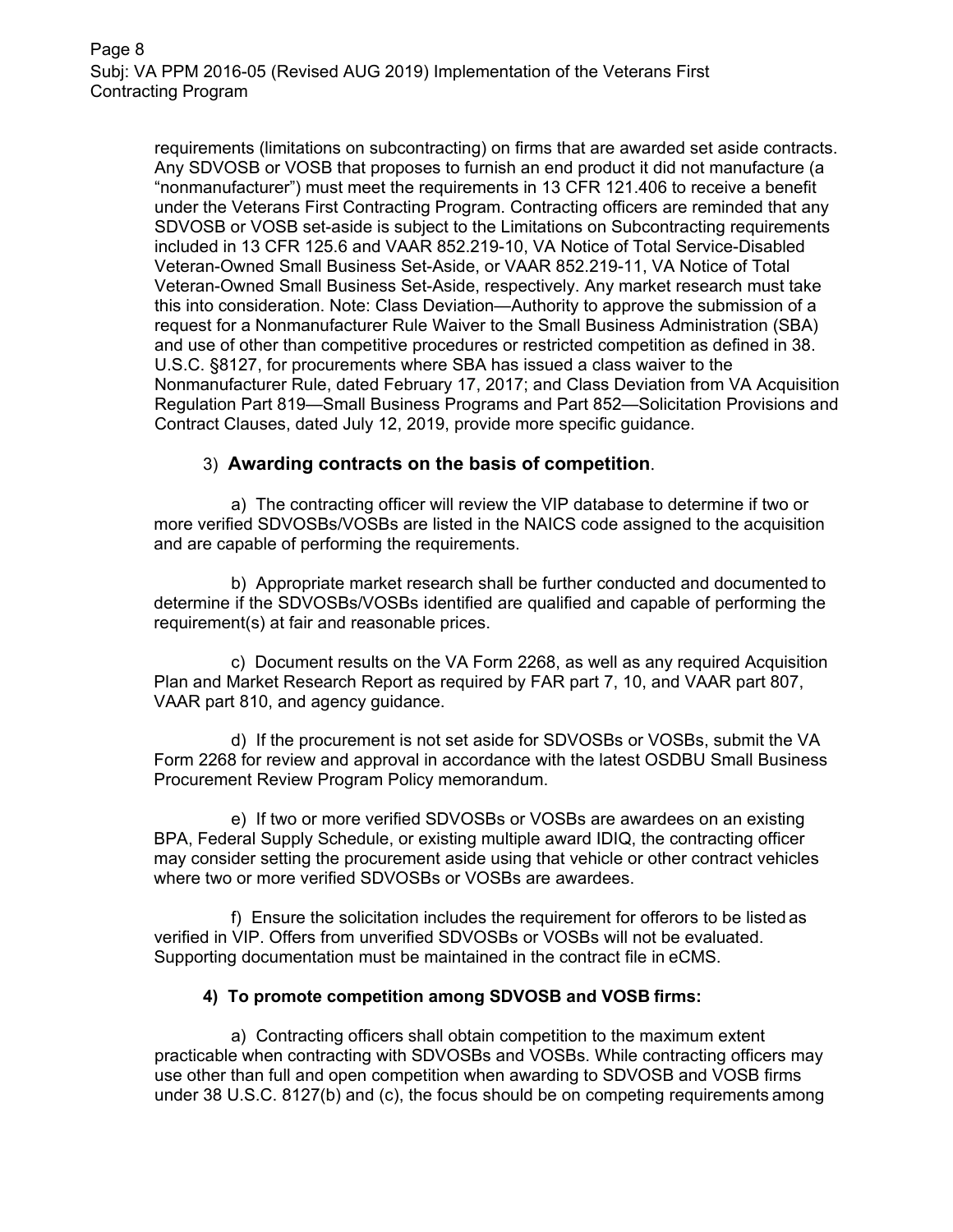requirements (limitations on subcontracting) on firms that are awarded set aside contracts. Any SDVOSB or VOSB that proposes to furnish an end product it did not manufacture (a "nonmanufacturer") must meet the requirements in 13 CFR 121.406 to receive a benefit under the Veterans First Contracting Program. Contracting officers are reminded that any SDVOSB or VOSB set-aside is subject to the Limitations on Subcontracting requirements included in 13 CFR 125.6 and VAAR 852.219-10, VA Notice of Total Service-Disabled Veteran-Owned Small Business Set-Aside, or VAAR 852.219-11, VA Notice of Total Veteran-Owned Small Business Set-Aside, respectively. Any market research must take this into consideration. Note: Class Deviation—Authority to approve the submission of a request for a Nonmanufacturer Rule Waiver to the Small Business Administration (SBA) and use of other than competitive procedures or restricted competition as defined in 38. U.S.C. §8127, for procurements where SBA has issued a class waiver to the Nonmanufacturer Rule, dated February 17, 2017; and Class Deviation from VA Acquisition Regulation Part 819—Small Business Programs and Part 852—Solicitation Provisions and Contract Clauses, dated July 12, 2019, provide more specific guidance.

3) **Awarding contracts on the basis of competition**.

a) The contracting officer will review the VIP database to determine if two or more verified SDVOSBs/VOSBs are listed in the NAICS code assigned to the acquisition and are capable of performing the requirements.

b) Appropriate market research shall be further conducted and documented to determine if the SDVOSBs/VOSBs identified are qualified and capable of performing the requirement(s) at fair and reasonable prices.

c) Document results on the VA Form 2268, as well as any required Acquisition Plan and Market Research Report as required by FAR part 7, 10, and VAAR part 807, VAAR part 810, and agency guidance.

d) If the procurement is not set aside for SDVOSBs or VOSBs, submit the VA Form 2268 for review and approval in accordance with the latest OSDBU Small Business Procurement Review Program Policy memorandum.

e) If two or more verified SDVOSBs or VOSBs are awardees on an existing BPA, Federal Supply Schedule, or existing multiple award IDIQ, the contracting officer may consider setting the procurement aside using that vehicle or other contract vehicles where two or more verified SDVOSBs or VOSBs are awardees.

f) Ensure the solicitation includes the requirement for offerors to be listed as verified in VIP. Offers from unverified SDVOSBs or VOSBs will not be evaluated. Supporting documentation must be maintained in the contract file in eCMS.

**4) To promote competition among SDVOSB and VOSB firms:**

a) Contracting officers shall obtain competition to the maximum extent practicable when contracting with SDVOSBs and VOSBs. While contracting officers may use other than full and open competition when awarding to SDVOSB and VOSB firms under 38 U.S.C. 8127(b) and (c), the focus should be on competing requirements among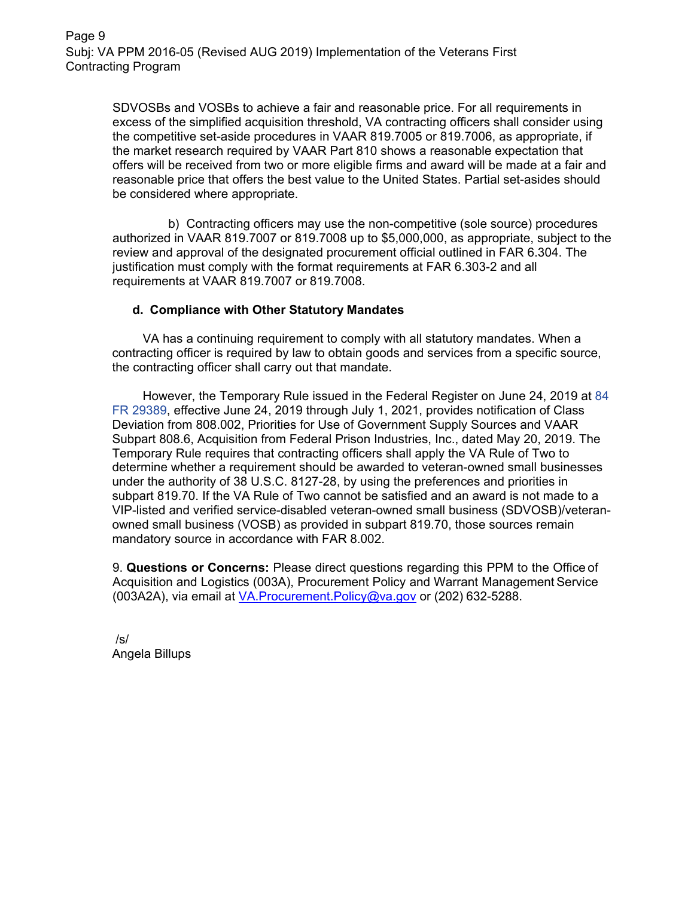SDVOSBs and VOSBs to achieve a fair and reasonable price. For all requirements in excess of the simplified acquisition threshold, VA contracting officers shall consider using the competitive set-aside procedures in VAAR 819.7005 or 819.7006, as appropriate, if the market research required by VAAR Part 810 shows a reasonable expectation that offers will be received from two or more eligible firms and award will be made at a fair and reasonable price that offers the best value to the United States. Partial set-asides should be considered where appropriate.

b) Contracting officers may use the non-competitive (sole source) procedures authorized in VAAR 819.7007 or 819.7008 up to $5,000,000, as appropriate, subject to the review and approval of the designated procurement official outlined in FAR 6.304. The justification must comply with the format requirements at FAR 6.303-2 and all requirements at VAAR 819.7007 or 819.7008.

**d. Compliance with Other Statutory Mandates**

VA has a continuing requirement to comply with all statutory mandates. When a contracting officer is required by law to obtain goods and services from a specific source, the contracting officer shall carry out that mandate.

However, the Temporary Rule issued in the Federal Register on June 24, 2019 at 84 FR 29389, effective June 24, 2019 through July 1, 2021, provides notification of Class Deviation from 808.002, Priorities for Use of Government Supply Sources and VAAR Subpart 808.6, Acquisition from Federal Prison Industries, Inc., dated May 20, 2019. The Temporary Rule requires that contracting officers shall apply the VA Rule of Two to determine whether a requirement should be awarded to veteran-owned small businesses under the authority of 38 U.S.C. 8127-28, by using the preferences and priorities in subpart 819.70. If the VA Rule of Two cannot be satisfied and an award is not made to a VIP-listed and verified service-disabled veteran-owned small business (SDVOSB)/veteran-owned small business (VOSB) as provided in subpart 819.70, those sources remain mandatory source in accordance with FAR 8.002.

9. **Questions or Concerns:** Please direct questions regarding this PPM to the Office of Acquisition and Logistics (003A), Procurement Policy and Warrant Management Service (003A2A), via email at VA.Procurement.Policy@va.gov or (202) 632-5288.

/s/
Angela Billups